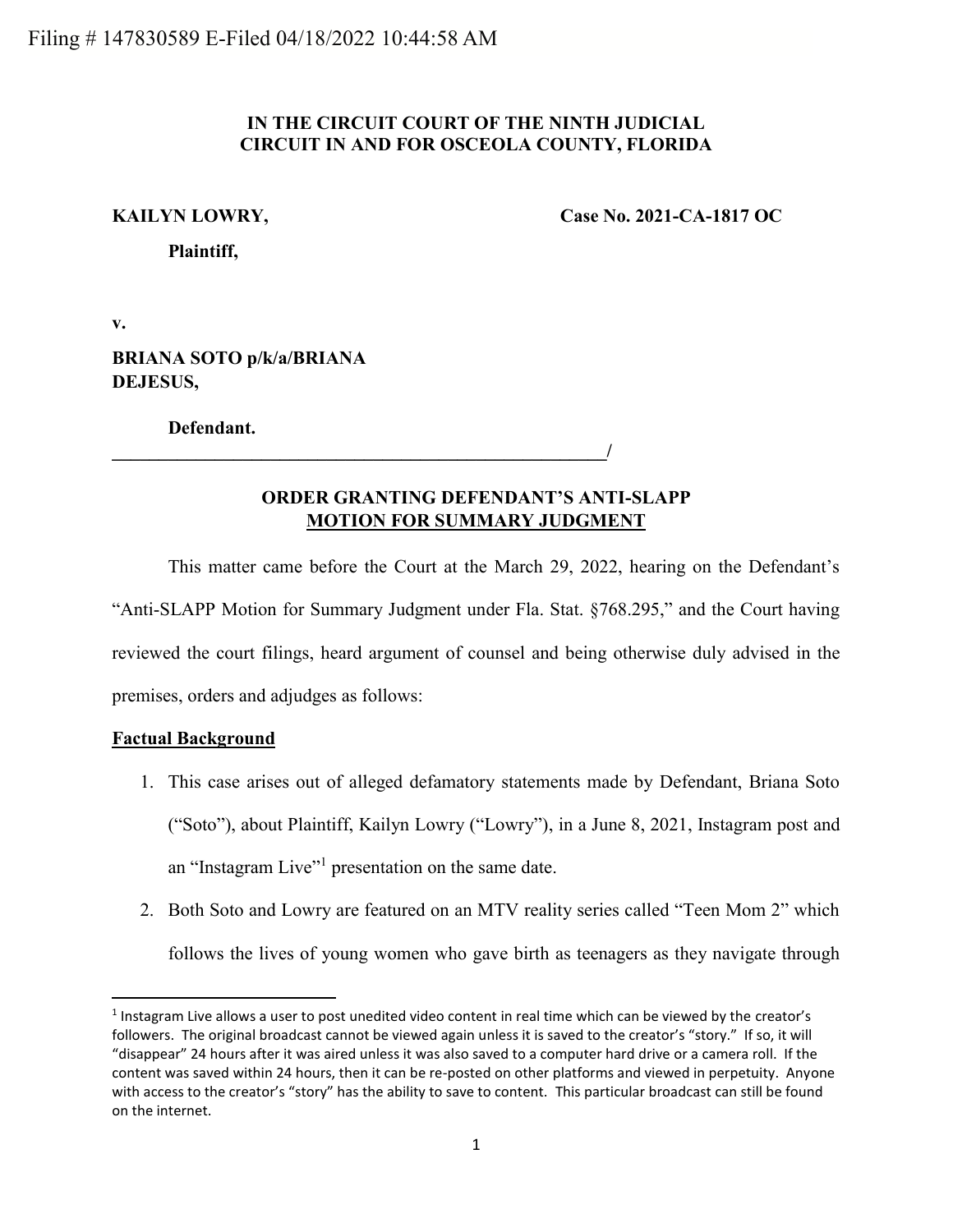Filing # 147830589 E-Filed 04/18/2022 10:44:58 AM

**IN THE CIRCUIT COURT OF THE NINTH JUDICIAL CIRCUIT IN AND FOR OSCEOLA COUNTY, FLORIDA**

**KAILYN LOWRY,**

**Plaintiff,**

**Case No. 2021-CA-1817 OC**

**v.**

**BRIANA SOTO p/k/a/BRIANA DEJESUS,**

**Defendant.**

**______________________________________________________/**

## ORDER GRANTING DEFENDANT'S ANTI-SLAPP MOTION FOR SUMMARY JUDGMENT

This matter came before the Court at the March 29, 2022, hearing on the Defendant's "Anti-SLAPP Motion for Summary Judgment under Fla. Stat. §768.295," and the Court having reviewed the court filings, heard argument of counsel and being otherwise duly advised in the premises, orders and adjudges as follows:

### Factual Background

1. This case arises out of alleged defamatory statements made by Defendant, Briana Soto ("Soto"), about Plaintiff, Kailyn Lowry ("Lowry"), in a June 8, 2021, Instagram post and an "Instagram Live"[1] presentation on the same date.
2. Both Soto and Lowry are featured on an MTV reality series called "Teen Mom 2" which follows the lives of young women who gave birth as teenagers as they navigate through

[1] Instagram Live allows a user to post unedited video content in real time which can be viewed by the creator's followers. The original broadcast cannot be viewed again unless it is saved to the creator's "story." If so, it will "disappear" 24 hours after it was aired unless it was also saved to a computer hard drive or a camera roll. If the content was saved within 24 hours, then it can be re-posted on other platforms and viewed in perpetuity. Anyone with access to the creator's "story" has the ability to save to content. This particular broadcast can still be found on the internet.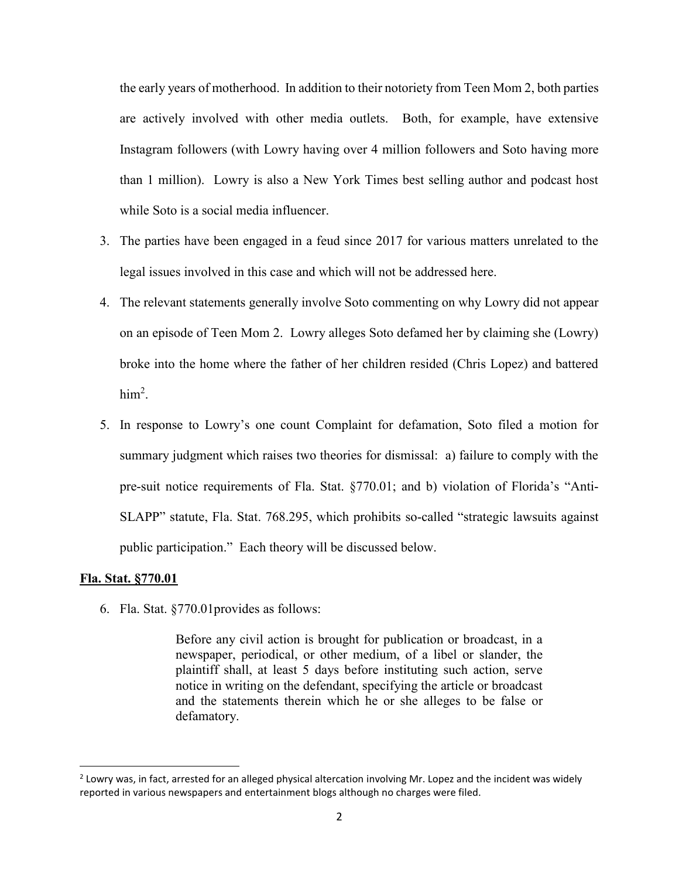the early years of motherhood. In addition to their notoriety from Teen Mom 2, both parties are actively involved with other media outlets. Both, for example, have extensive Instagram followers (with Lowry having over 4 million followers and Soto having more than 1 million). Lowry is also a New York Times best selling author and podcast host while Soto is a social media influencer.

3. The parties have been engaged in a feud since 2017 for various matters unrelated to the legal issues involved in this case and which will not be addressed here.
4. The relevant statements generally involve Soto commenting on why Lowry did not appear on an episode of Teen Mom 2. Lowry alleges Soto defamed her by claiming she (Lowry) broke into the home where the father of her children resided (Chris Lopez) and battered him[2].
5. In response to Lowry's one count Complaint for defamation, Soto filed a motion for summary judgment which raises two theories for dismissal: a) failure to comply with the pre-suit notice requirements of Fla. Stat. §770.01; and b) violation of Florida's "Anti-SLAPP" statute, Fla. Stat. 768.295, which prohibits so-called "strategic lawsuits against public participation." Each theory will be discussed below.

**Fla. Stat. §770.01**

6. Fla. Stat. §770.01provides as follows:

> Before any civil action is brought for publication or broadcast, in a newspaper, periodical, or other medium, of a libel or slander, the plaintiff shall, at least 5 days before instituting such action, serve notice in writing on the defendant, specifying the article or broadcast and the statements therein which he or she alleges to be false or defamatory.

[2] Lowry was, in fact, arrested for an alleged physical altercation involving Mr. Lopez and the incident was widely reported in various newspapers and entertainment blogs although no charges were filed.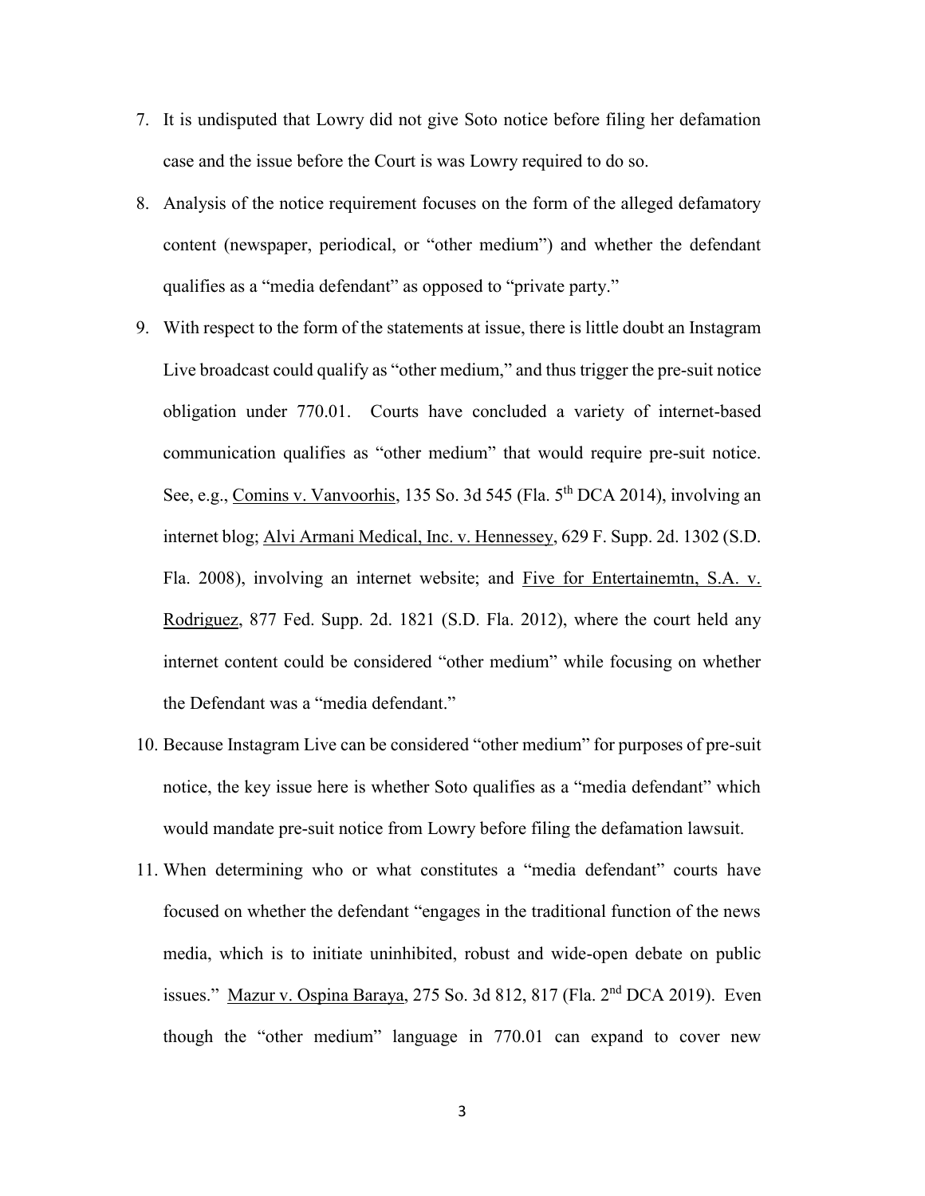7. It is undisputed that Lowry did not give Soto notice before filing her defamation case and the issue before the Court is was Lowry required to do so.

8. Analysis of the notice requirement focuses on the form of the alleged defamatory content (newspaper, periodical, or "other medium") and whether the defendant qualifies as a "media defendant" as opposed to "private party."

9. With respect to the form of the statements at issue, there is little doubt an Instagram Live broadcast could qualify as "other medium," and thus trigger the pre-suit notice obligation under 770.01. Courts have concluded a variety of internet-based communication qualifies as "other medium" that would require pre-suit notice. See, e.g., Comins v. Vanvoorhis, 135 So. 3d 545 (Fla. 5th DCA 2014), involving an internet blog; Alvi Armani Medical, Inc. v. Hennessey, 629 F. Supp. 2d. 1302 (S.D. Fla. 2008), involving an internet website; and Five for Entertainemtn, S.A. v. Rodriguez, 877 Fed. Supp. 2d. 1821 (S.D. Fla. 2012), where the court held any internet content could be considered "other medium" while focusing on whether the Defendant was a "media defendant."

10. Because Instagram Live can be considered "other medium" for purposes of pre-suit notice, the key issue here is whether Soto qualifies as a "media defendant" which would mandate pre-suit notice from Lowry before filing the defamation lawsuit.

11. When determining who or what constitutes a "media defendant" courts have focused on whether the defendant "engages in the traditional function of the news media, which is to initiate uninhibited, robust and wide-open debate on public issues." Mazur v. Ospina Baraya, 275 So. 3d 812, 817 (Fla. 2nd DCA 2019). Even though the "other medium" language in 770.01 can expand to cover new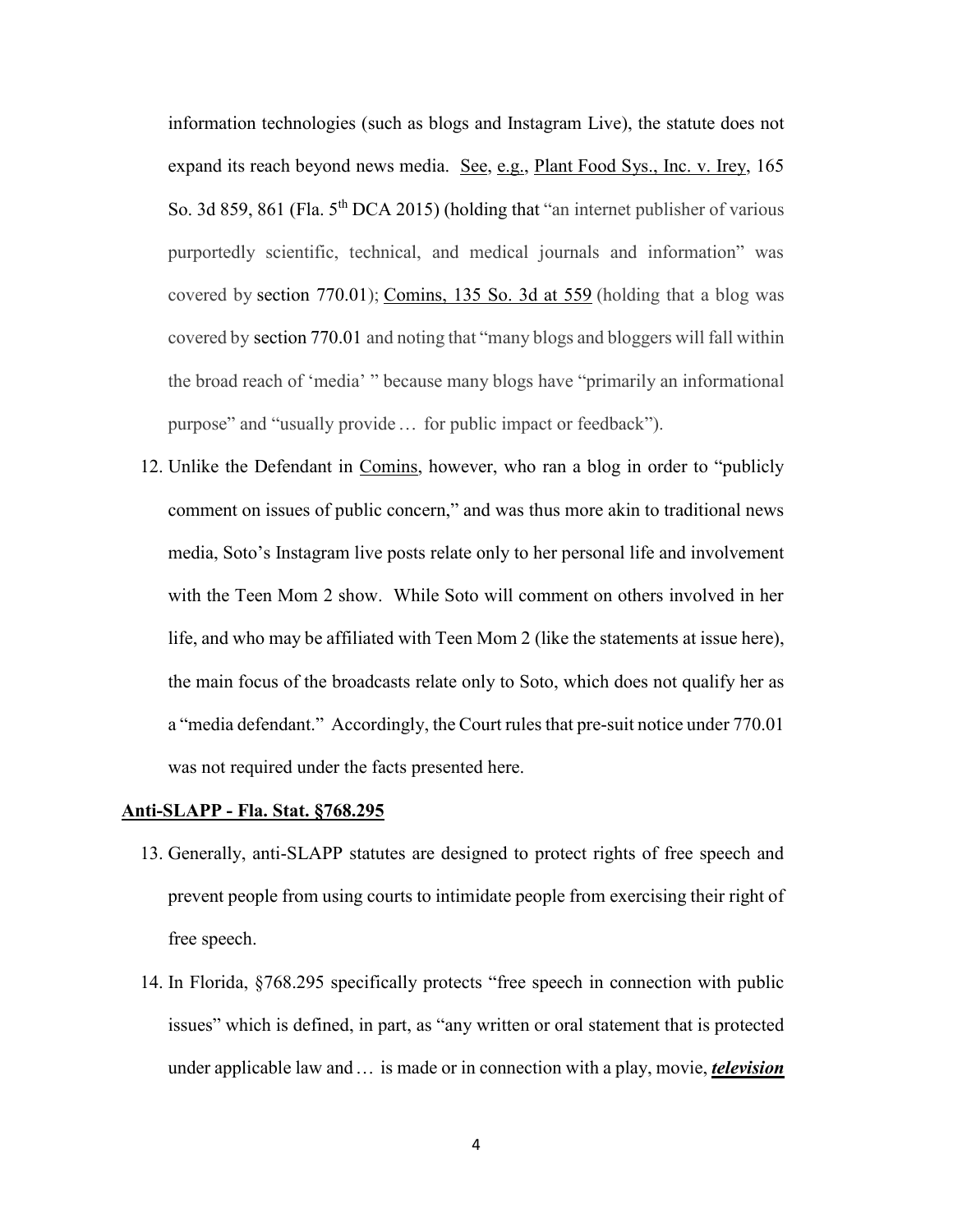information technologies (such as blogs and Instagram Live), the statute does not expand its reach beyond news media. See, e.g., Plant Food Sys., Inc. v. Irey, 165 So. 3d 859, 861 (Fla. 5th DCA 2015) (holding that "an internet publisher of various purportedly scientific, technical, and medical journals and information" was covered by section 770.01); Comins, 135 So. 3d at 559 (holding that a blog was covered by section 770.01 and noting that "many blogs and bloggers will fall within the broad reach of 'media' " because many blogs have "primarily an informational purpose" and "usually provide … for public impact or feedback").

12. Unlike the Defendant in Comins, however, who ran a blog in order to "publicly comment on issues of public concern," and was thus more akin to traditional news media, Soto's Instagram live posts relate only to her personal life and involvement with the Teen Mom 2 show. While Soto will comment on others involved in her life, and who may be affiliated with Teen Mom 2 (like the statements at issue here), the main focus of the broadcasts relate only to Soto, which does not qualify her as a "media defendant." Accordingly, the Court rules that pre-suit notice under 770.01 was not required under the facts presented here.

**Anti-SLAPP - Fla. Stat. §768.295**

13. Generally, anti-SLAPP statutes are designed to protect rights of free speech and prevent people from using courts to intimidate people from exercising their right of free speech.

14. In Florida, §768.295 specifically protects "free speech in connection with public issues" which is defined, in part, as "any written or oral statement that is protected under applicable law and … is made or in connection with a play, movie, ***television***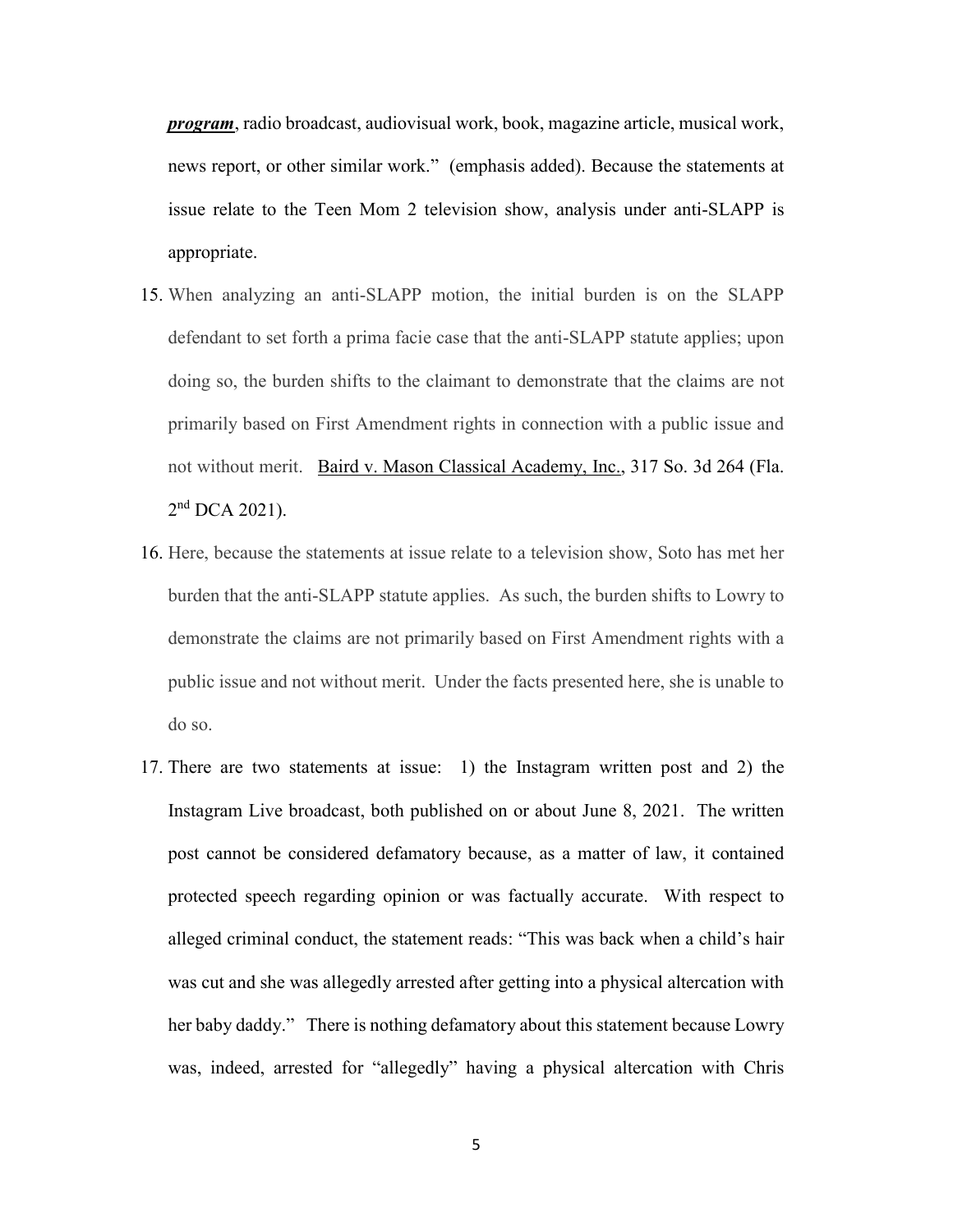***program***, radio broadcast, audiovisual work, book, magazine article, musical work, news report, or other similar work." (emphasis added). Because the statements at issue relate to the Teen Mom 2 television show, analysis under anti-SLAPP is appropriate.

15. When analyzing an anti-SLAPP motion, the initial burden is on the SLAPP defendant to set forth a prima facie case that the anti-SLAPP statute applies; upon doing so, the burden shifts to the claimant to demonstrate that the claims are not primarily based on First Amendment rights in connection with a public issue and not without merit. Baird v. Mason Classical Academy, Inc., 317 So. 3d 264 (Fla. 2nd DCA 2021).

16. Here, because the statements at issue relate to a television show, Soto has met her burden that the anti-SLAPP statute applies. As such, the burden shifts to Lowry to demonstrate the claims are not primarily based on First Amendment rights with a public issue and not without merit. Under the facts presented here, she is unable to do so.

17. There are two statements at issue: 1) the Instagram written post and 2) the Instagram Live broadcast, both published on or about June 8, 2021. The written post cannot be considered defamatory because, as a matter of law, it contained protected speech regarding opinion or was factually accurate. With respect to alleged criminal conduct, the statement reads: "This was back when a child's hair was cut and she was allegedly arrested after getting into a physical altercation with her baby daddy." There is nothing defamatory about this statement because Lowry was, indeed, arrested for "allegedly" having a physical altercation with Chris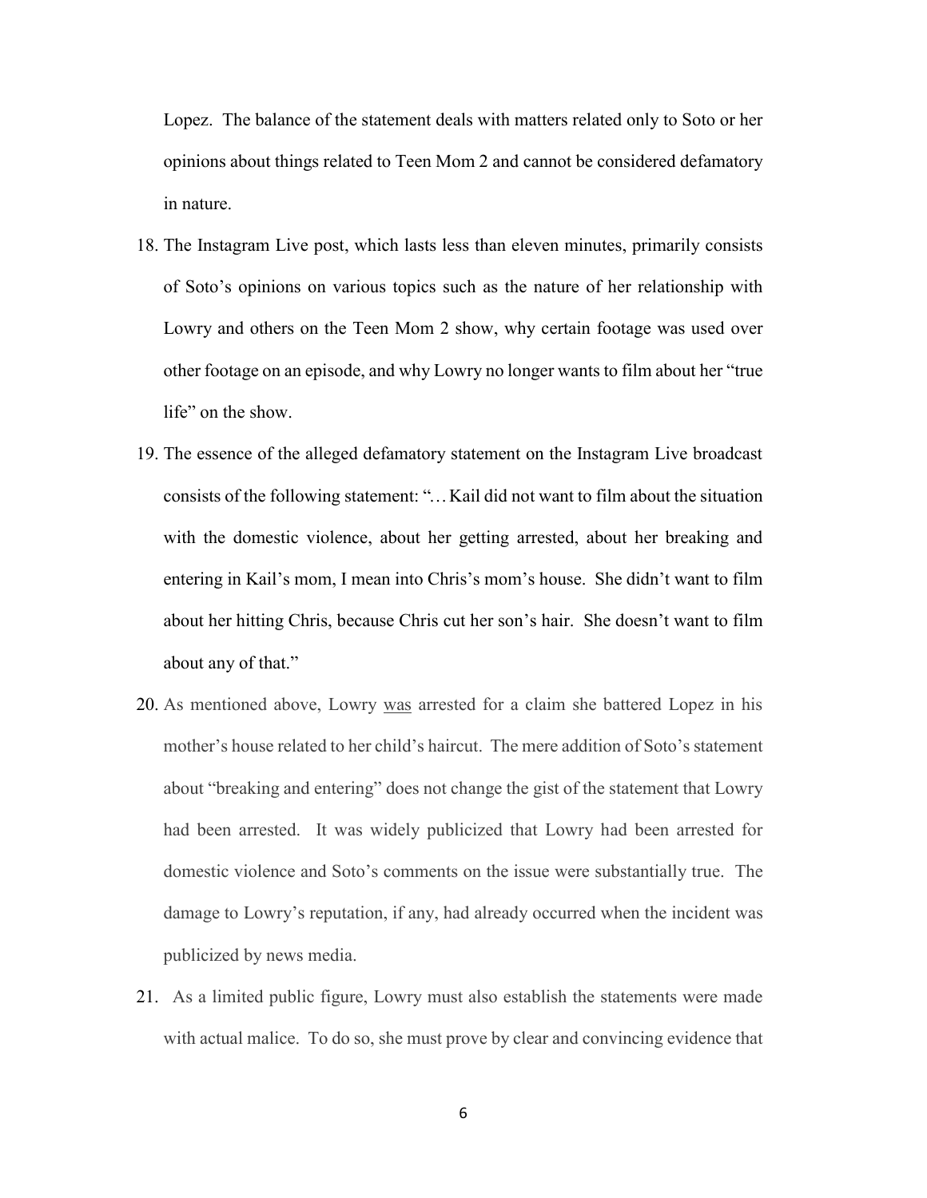Lopez. The balance of the statement deals with matters related only to Soto or her opinions about things related to Teen Mom 2 and cannot be considered defamatory in nature.

18. The Instagram Live post, which lasts less than eleven minutes, primarily consists of Soto's opinions on various topics such as the nature of her relationship with Lowry and others on the Teen Mom 2 show, why certain footage was used over other footage on an episode, and why Lowry no longer wants to film about her "true life" on the show.

19. The essence of the alleged defamatory statement on the Instagram Live broadcast consists of the following statement: "…Kail did not want to film about the situation with the domestic violence, about her getting arrested, about her breaking and entering in Kail's mom, I mean into Chris's mom's house. She didn't want to film about her hitting Chris, because Chris cut her son's hair. She doesn't want to film about any of that."

20. As mentioned above, Lowry <u>was</u> arrested for a claim she battered Lopez in his mother's house related to her child's haircut. The mere addition of Soto's statement about "breaking and entering" does not change the gist of the statement that Lowry had been arrested. It was widely publicized that Lowry had been arrested for domestic violence and Soto's comments on the issue were substantially true. The damage to Lowry's reputation, if any, had already occurred when the incident was publicized by news media.

21. As a limited public figure, Lowry must also establish the statements were made with actual malice. To do so, she must prove by clear and convincing evidence that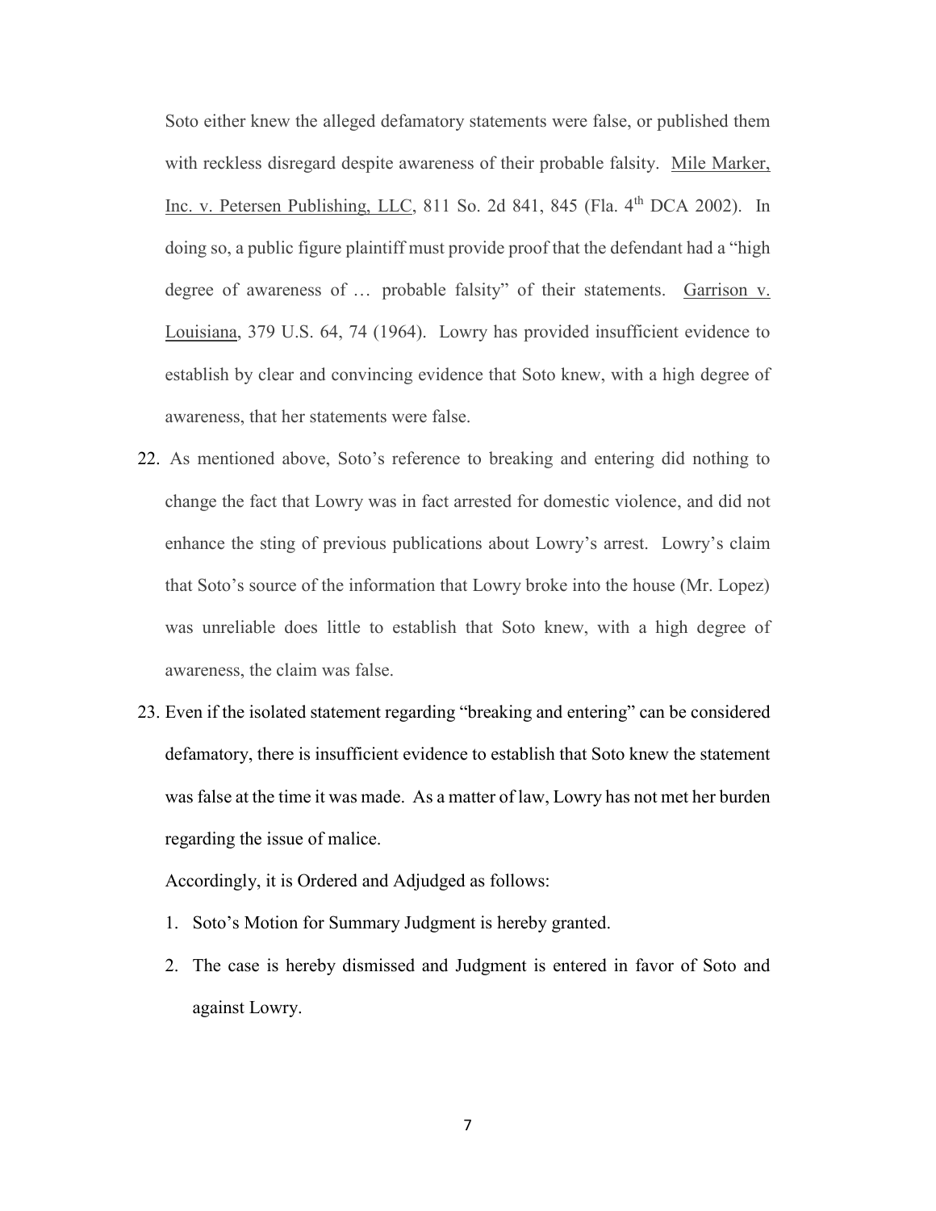Soto either knew the alleged defamatory statements were false, or published them with reckless disregard despite awareness of their probable falsity. Mile Marker, Inc. v. Petersen Publishing, LLC, 811 So. 2d 841, 845 (Fla. 4th DCA 2002). In doing so, a public figure plaintiff must provide proof that the defendant had a "high degree of awareness of … probable falsity" of their statements. Garrison v. Louisiana, 379 U.S. 64, 74 (1964). Lowry has provided insufficient evidence to establish by clear and convincing evidence that Soto knew, with a high degree of awareness, that her statements were false.

22. As mentioned above, Soto's reference to breaking and entering did nothing to change the fact that Lowry was in fact arrested for domestic violence, and did not enhance the sting of previous publications about Lowry's arrest. Lowry's claim that Soto's source of the information that Lowry broke into the house (Mr. Lopez) was unreliable does little to establish that Soto knew, with a high degree of awareness, the claim was false.

23. Even if the isolated statement regarding "breaking and entering" can be considered defamatory, there is insufficient evidence to establish that Soto knew the statement was false at the time it was made. As a matter of law, Lowry has not met her burden regarding the issue of malice.

Accordingly, it is Ordered and Adjudged as follows:

1. Soto's Motion for Summary Judgment is hereby granted.
2. The case is hereby dismissed and Judgment is entered in favor of Soto and against Lowry.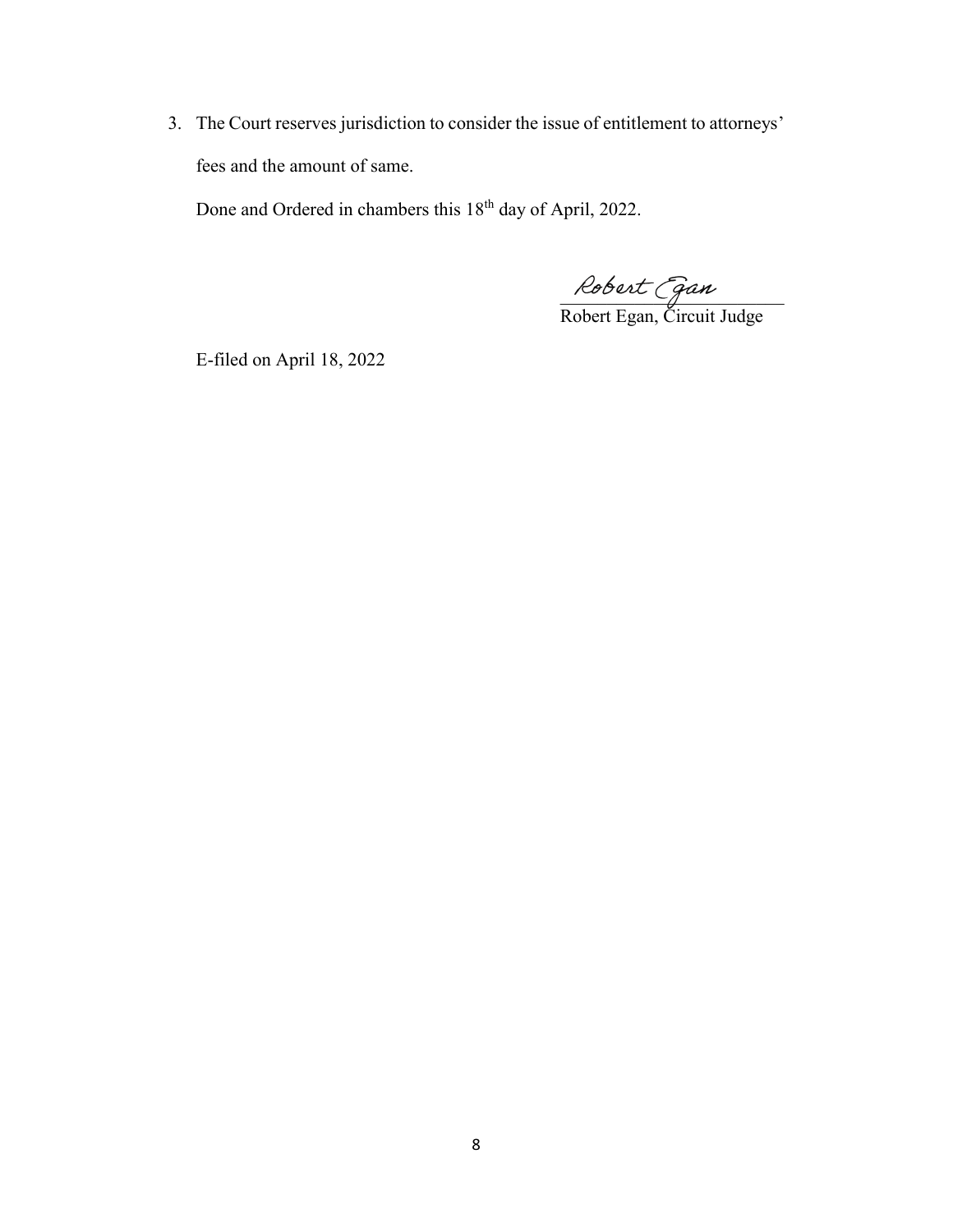3. The Court reserves jurisdiction to consider the issue of entitlement to attorneys' fees and the amount of same.

Done and Ordered in chambers this 18th day of April, 2022.

Robert Egan

Robert Egan, Circuit Judge

E-filed on April 18, 2022